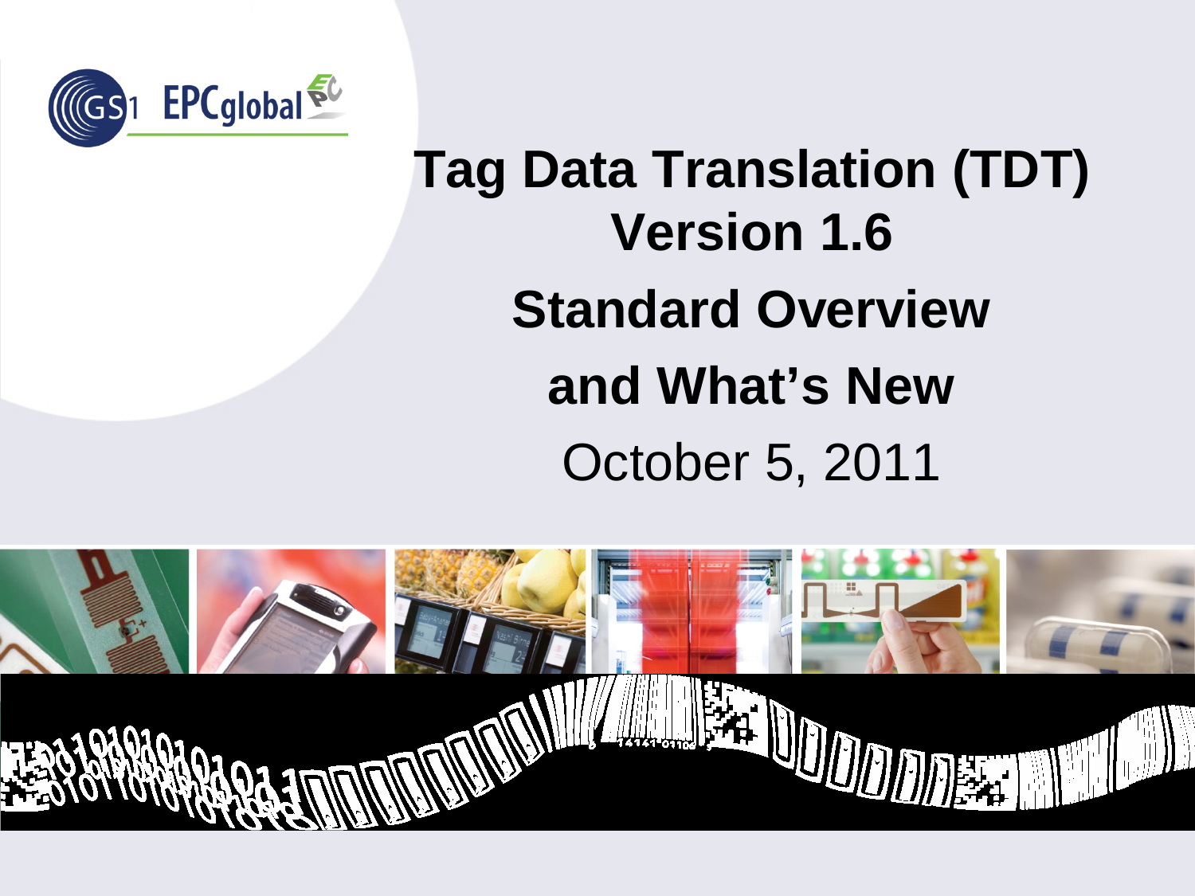# Tag Data Translation (TDT) Version 1.6

## Standard Overview and What's New

October 5, 2011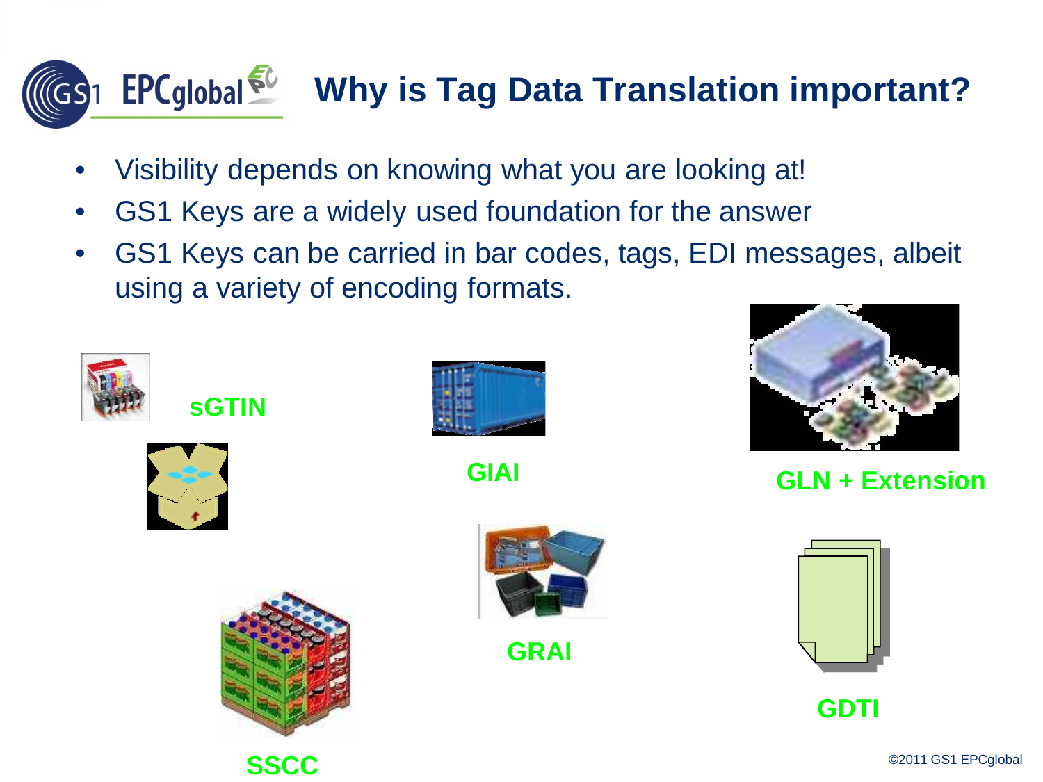# Why is Tag Data Translation important?

- Visibility depends on knowing what you are looking at!
- GS1 Keys are a widely used foundation for the answer
- GS1 Keys can be carried in bar codes, tags, EDI messages, albeit using a variety of encoding formats.

**sGTIN**

**GIAI**

**GLN + Extension**

**GRAI**

**GDTI**

**SSCC**

©2011 GS1 EPCglobal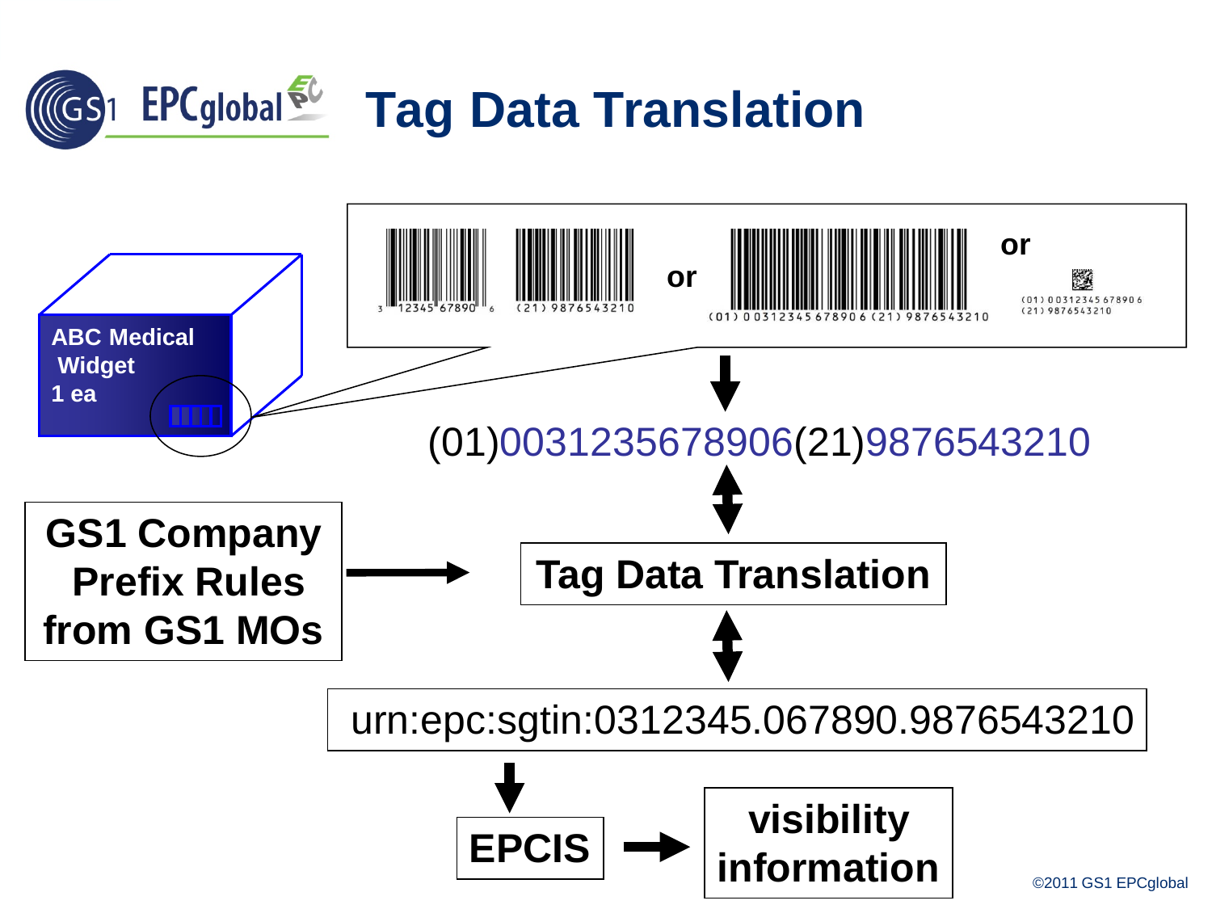# Tag Data Translation

ABC Medical Widget 1 ea

(01) 00312345678906 (21) 9876543210 — or — or

(01)00312345678906(21)9876543210

GS1 Company Prefix Rules from GS1 MOs → **Tag Data Translation**

urn:epc:sgtin:0312345.067890.9876543210

**EPCIS** → **visibility information**

©2011 GS1 EPCglobal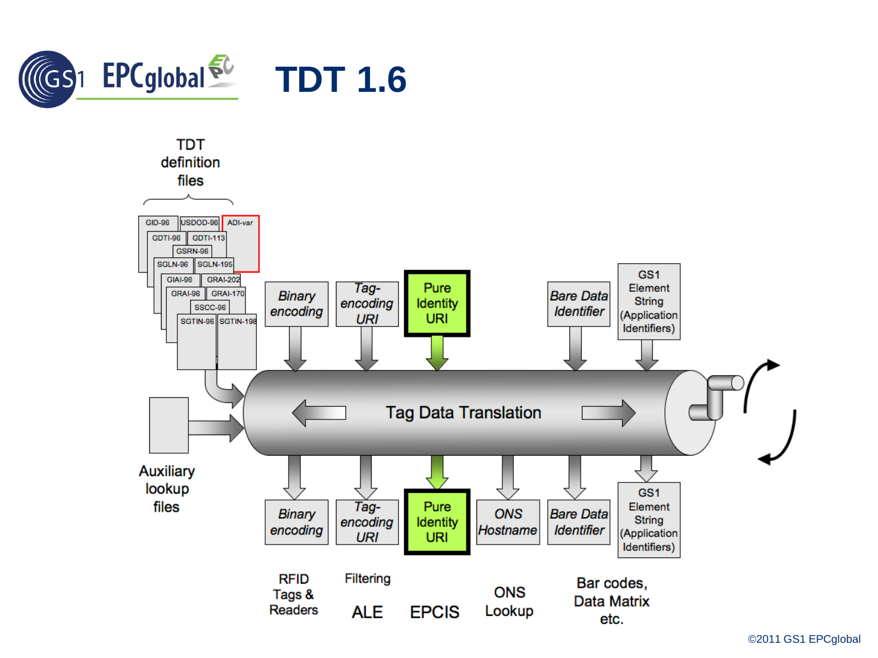# TDT 1.6

TDT definition files

GID-96 | USDOD-96 | ADI-var | GDTI-96 | GDTI-113 | GSRN-96 | SGLN-96 | SGLN-195 | GIAI-96 | GRAI-202 | GRAI-96 | GRAI-170 | SSCC-96 | SGTIN-96 | SGTIN-198

Auxiliary lookup files

*Binary encoding* | *Tag-encoding URI* | Pure Identity URI | *Bare Data Identifier* | GS1 Element String (Application Identifiers)

Tag Data Translation

*Binary encoding* | *Tag-encoding URI* | Pure Identity URI | *ONS Hostname* | *Bare Data Identifier* | GS1 Element String (Application Identifiers)

RFID Tags & Readers

Filtering

ALE

EPCIS

ONS Lookup

Bar codes, Data Matrix etc.

©2011 GS1 EPCglobal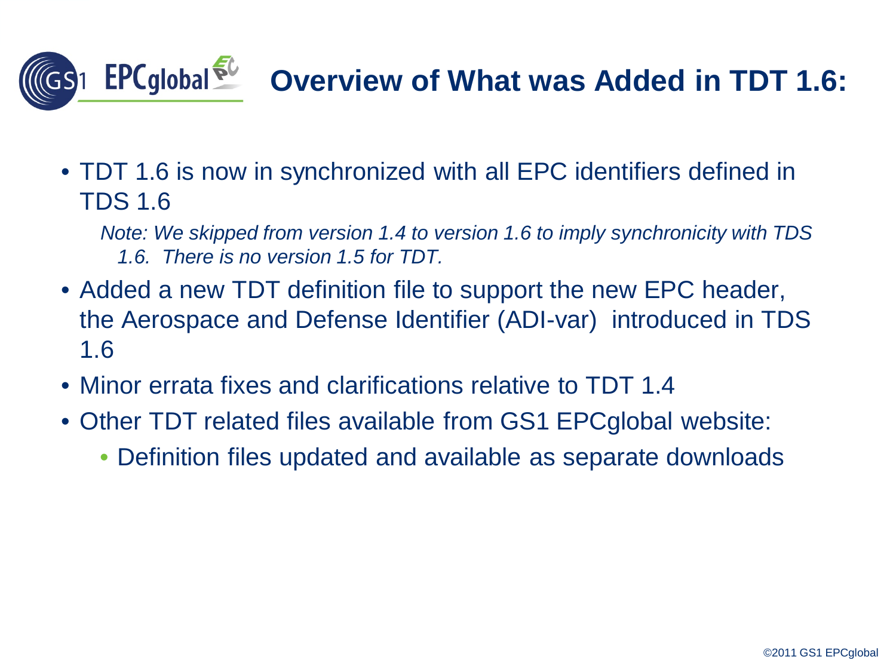# Overview of What was Added in TDT 1.6:

- TDT 1.6 is now in synchronized with all EPC identifiers defined in TDS 1.6

  *Note: We skipped from version 1.4 to version 1.6 to imply synchronicity with TDS 1.6. There is no version 1.5 for TDT.*

- Added a new TDT definition file to support the new EPC header, the Aerospace and Defense Identifier (ADI-var) introduced in TDS 1.6
- Minor errata fixes and clarifications relative to TDT 1.4
- Other TDT related files available from GS1 EPCglobal website:
  - Definition files updated and available as separate downloads